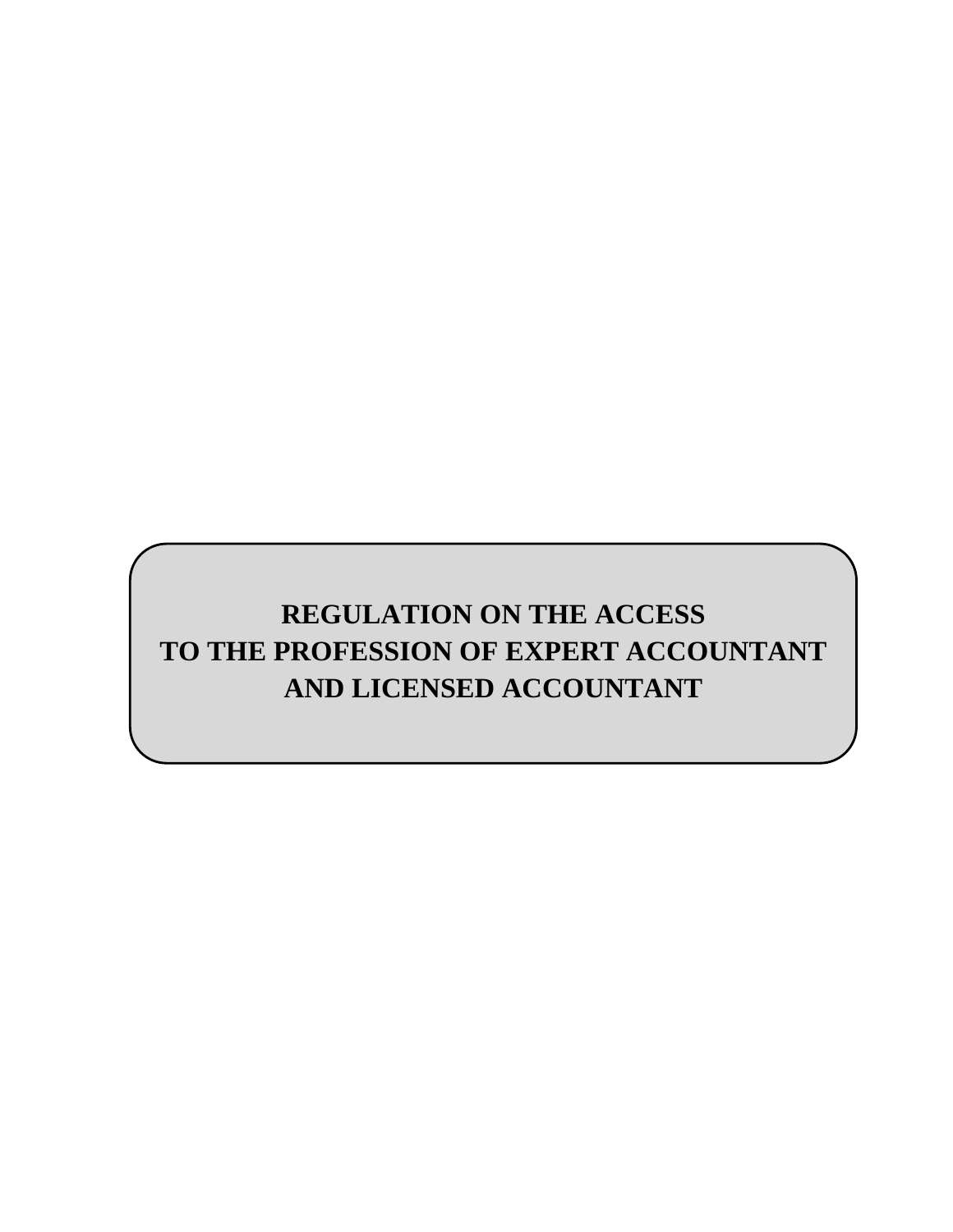# REGULATION ON THE ACCESS TO THE PROFESSION OF EXPERT ACCOUNTANT AND LICENSED ACCOUNTANT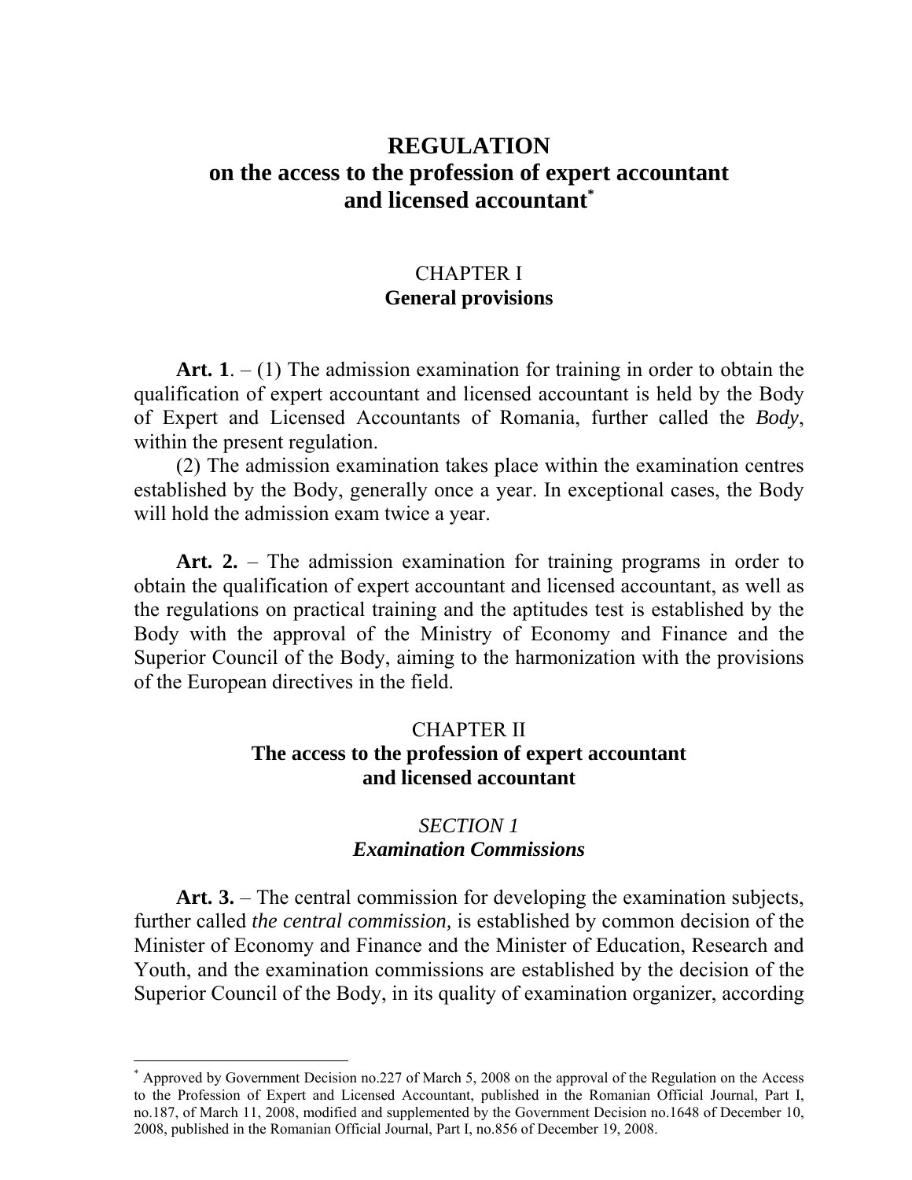# REGULATION
# on the access to the profession of expert accountant and licensed accountant[*]

## CHAPTER I
## General provisions

**Art. 1**. – (1) The admission examination for training in order to obtain the qualification of expert accountant and licensed accountant is held by the Body of Expert and Licensed Accountants of Romania, further called the *Body*, within the present regulation.

(2) The admission examination takes place within the examination centres established by the Body, generally once a year. In exceptional cases, the Body will hold the admission exam twice a year.

**Art. 2.** – The admission examination for training programs in order to obtain the qualification of expert accountant and licensed accountant, as well as the regulations on practical training and the aptitudes test is established by the Body with the approval of the Ministry of Economy and Finance and the Superior Council of the Body, aiming to the harmonization with the provisions of the European directives in the field.

## CHAPTER II
## The access to the profession of expert accountant and licensed accountant

### *SECTION 1*
### *Examination Commissions*

**Art. 3.** – The central commission for developing the examination subjects, further called *the central commission,* is established by common decision of the Minister of Economy and Finance and the Minister of Education, Research and Youth, and the examination commissions are established by the decision of the Superior Council of the Body, in its quality of examination organizer, according

---

[*] Approved by Government Decision no.227 of March 5, 2008 on the approval of the Regulation on the Access to the Profession of Expert and Licensed Accountant, published in the Romanian Official Journal, Part I, no.187, of March 11, 2008, modified and supplemented by the Government Decision no.1648 of December 10, 2008, published in the Romanian Official Journal, Part I, no.856 of December 19, 2008.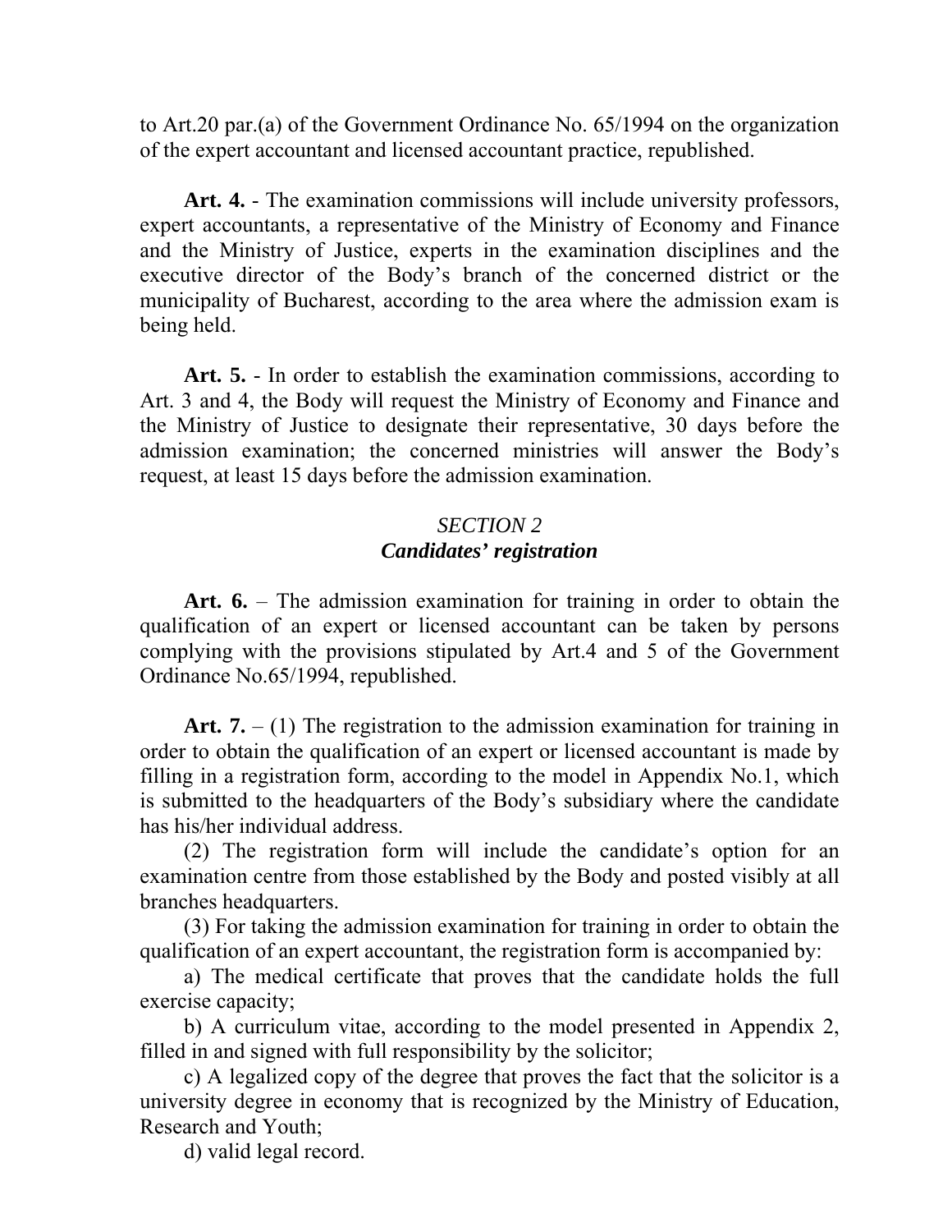to Art.20 par.(a) of the Government Ordinance No. 65/1994 on the organization of the expert accountant and licensed accountant practice, republished.

**Art. 4.** - The examination commissions will include university professors, expert accountants, a representative of the Ministry of Economy and Finance and the Ministry of Justice, experts in the examination disciplines and the executive director of the Body's branch of the concerned district or the municipality of Bucharest, according to the area where the admission exam is being held.

**Art. 5.** - In order to establish the examination commissions, according to Art. 3 and 4, the Body will request the Ministry of Economy and Finance and the Ministry of Justice to designate their representative, 30 days before the admission examination; the concerned ministries will answer the Body's request, at least 15 days before the admission examination.

## *SECTION 2*
## ***Candidates' registration***

**Art. 6.** – The admission examination for training in order to obtain the qualification of an expert or licensed accountant can be taken by persons complying with the provisions stipulated by Art.4 and 5 of the Government Ordinance No.65/1994, republished.

**Art. 7.** – (1) The registration to the admission examination for training in order to obtain the qualification of an expert or licensed accountant is made by filling in a registration form, according to the model in Appendix No.1, which is submitted to the headquarters of the Body's subsidiary where the candidate has his/her individual address.

(2) The registration form will include the candidate's option for an examination centre from those established by the Body and posted visibly at all branches headquarters.

(3) For taking the admission examination for training in order to obtain the qualification of an expert accountant, the registration form is accompanied by:

a) The medical certificate that proves that the candidate holds the full exercise capacity;

b) A curriculum vitae, according to the model presented in Appendix 2, filled in and signed with full responsibility by the solicitor;

c) A legalized copy of the degree that proves the fact that the solicitor is a university degree in economy that is recognized by the Ministry of Education, Research and Youth;

d) valid legal record.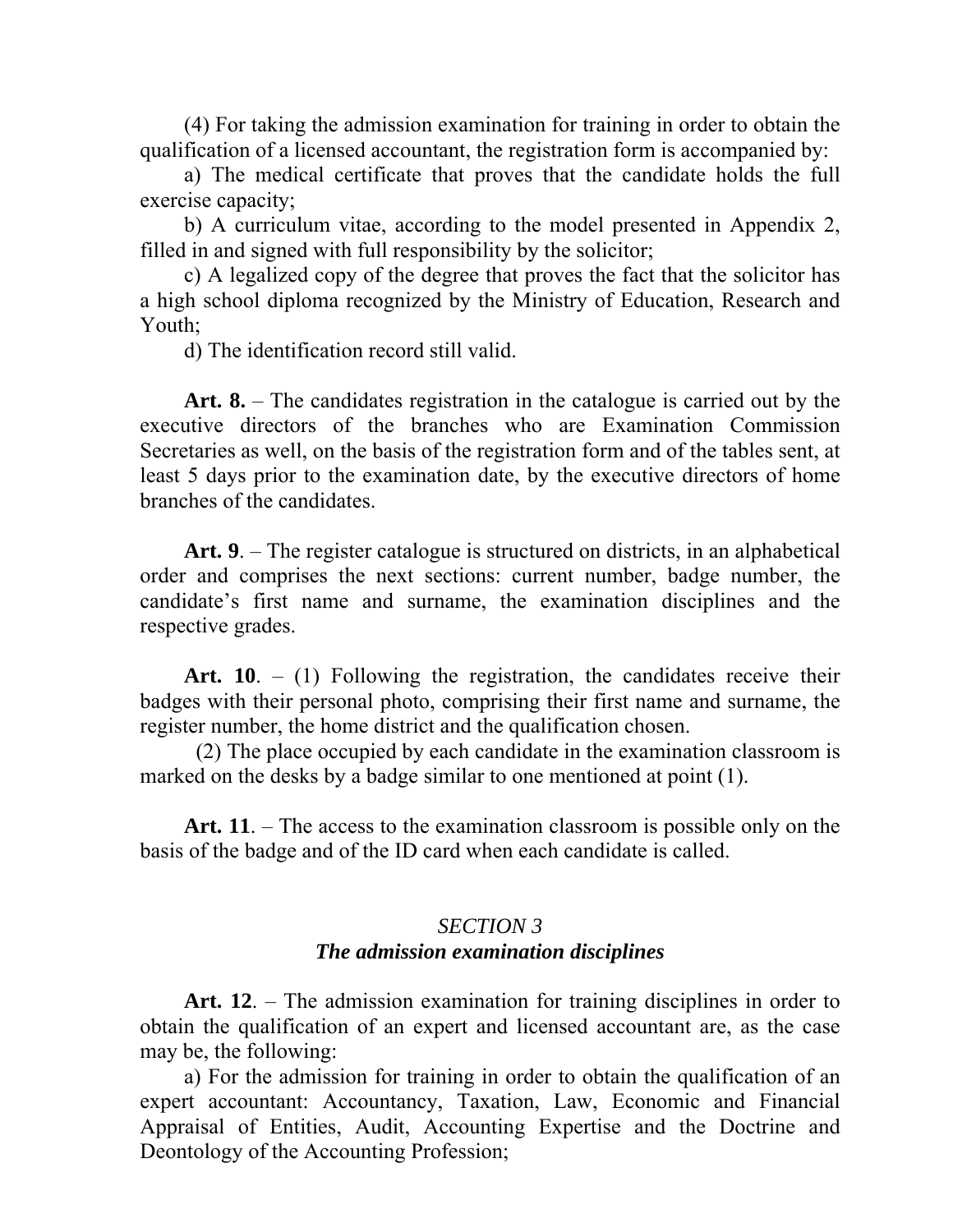(4) For taking the admission examination for training in order to obtain the qualification of a licensed accountant, the registration form is accompanied by:

a) The medical certificate that proves that the candidate holds the full exercise capacity;

b) A curriculum vitae, according to the model presented in Appendix 2, filled in and signed with full responsibility by the solicitor;

c) A legalized copy of the degree that proves the fact that the solicitor has a high school diploma recognized by the Ministry of Education, Research and Youth;

d) The identification record still valid.

**Art. 8.** – The candidates registration in the catalogue is carried out by the executive directors of the branches who are Examination Commission Secretaries as well, on the basis of the registration form and of the tables sent, at least 5 days prior to the examination date, by the executive directors of home branches of the candidates.

**Art. 9**. – The register catalogue is structured on districts, in an alphabetical order and comprises the next sections: current number, badge number, the candidate's first name and surname, the examination disciplines and the respective grades.

**Art. 10**. – (1) Following the registration, the candidates receive their badges with their personal photo, comprising their first name and surname, the register number, the home district and the qualification chosen.

(2) The place occupied by each candidate in the examination classroom is marked on the desks by a badge similar to one mentioned at point (1).

**Art. 11**. – The access to the examination classroom is possible only on the basis of the badge and of the ID card when each candidate is called.

## *SECTION 3*
## ***The admission examination disciplines***

**Art. 12**. – The admission examination for training disciplines in order to obtain the qualification of an expert and licensed accountant are, as the case may be, the following:

a) For the admission for training in order to obtain the qualification of an expert accountant: Accountancy, Taxation, Law, Economic and Financial Appraisal of Entities, Audit, Accounting Expertise and the Doctrine and Deontology of the Accounting Profession;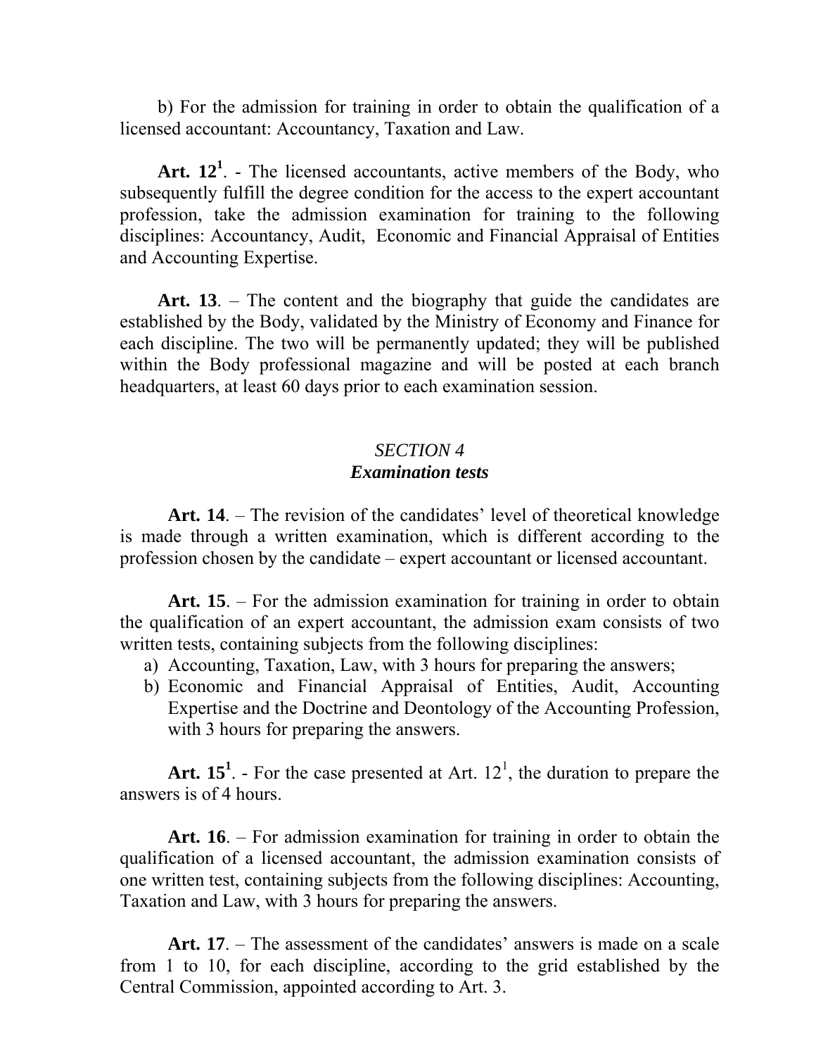b) For the admission for training in order to obtain the qualification of a licensed accountant: Accountancy, Taxation and Law.

**Art. 12[1]**. - The licensed accountants, active members of the Body, who subsequently fulfill the degree condition for the access to the expert accountant profession, take the admission examination for training to the following disciplines: Accountancy, Audit, Economic and Financial Appraisal of Entities and Accounting Expertise.

**Art. 13**. – The content and the biography that guide the candidates are established by the Body, validated by the Ministry of Economy and Finance for each discipline. The two will be permanently updated; they will be published within the Body professional magazine and will be posted at each branch headquarters, at least 60 days prior to each examination session.

## *SECTION 4*
## ***Examination tests***

**Art. 14**. – The revision of the candidates' level of theoretical knowledge is made through a written examination, which is different according to the profession chosen by the candidate – expert accountant or licensed accountant.

**Art. 15**. – For the admission examination for training in order to obtain the qualification of an expert accountant, the admission exam consists of two written tests, containing subjects from the following disciplines:

a) Accounting, Taxation, Law, with 3 hours for preparing the answers;
b) Economic and Financial Appraisal of Entities, Audit, Accounting Expertise and the Doctrine and Deontology of the Accounting Profession, with 3 hours for preparing the answers.

**Art. 15[1]**. - For the case presented at Art. 12[1], the duration to prepare the answers is of 4 hours.

**Art. 16**. – For admission examination for training in order to obtain the qualification of a licensed accountant, the admission examination consists of one written test, containing subjects from the following disciplines: Accounting, Taxation and Law, with 3 hours for preparing the answers.

**Art. 17**. – The assessment of the candidates' answers is made on a scale from 1 to 10, for each discipline, according to the grid established by the Central Commission, appointed according to Art. 3.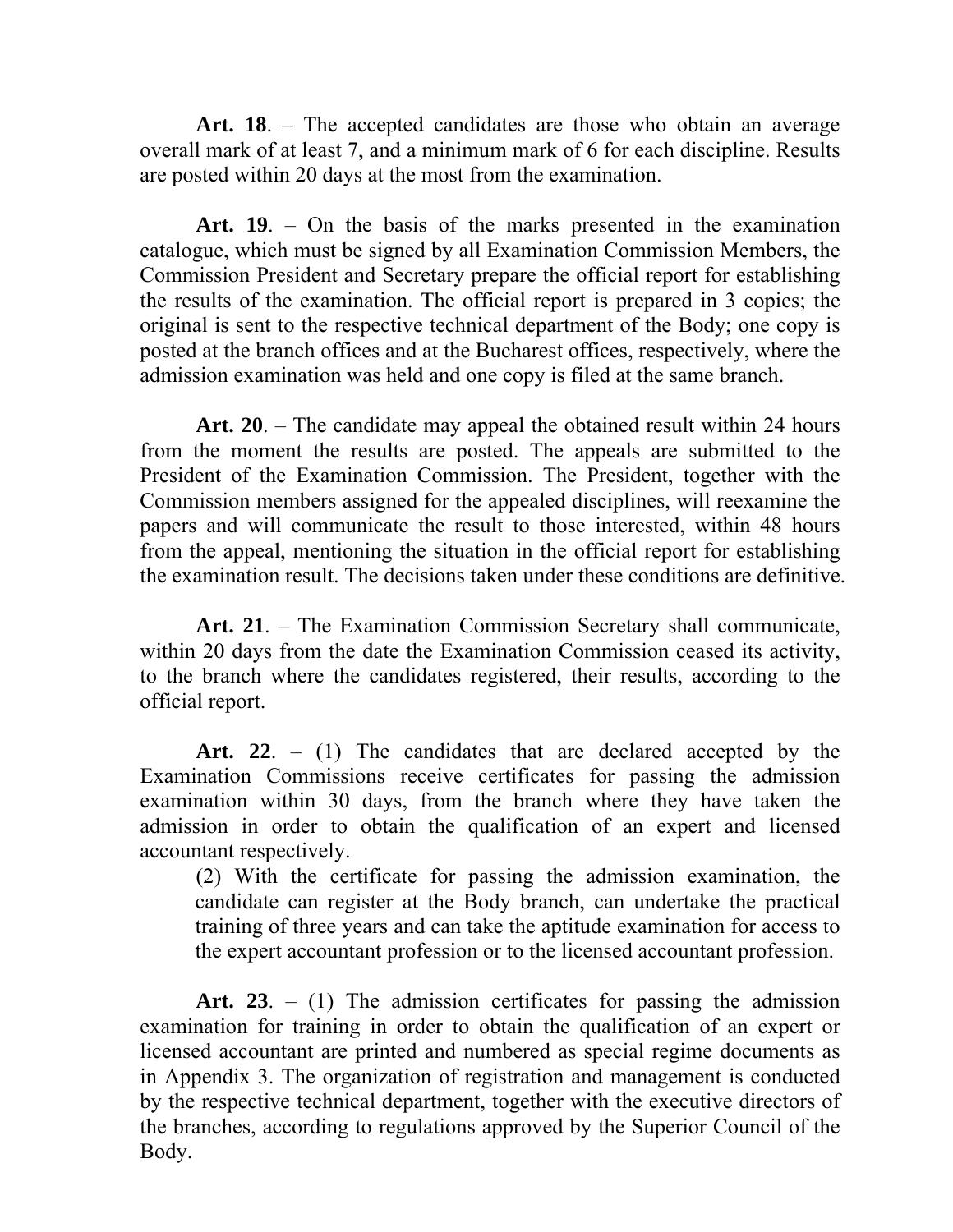**Art. 18**. – The accepted candidates are those who obtain an average overall mark of at least 7, and a minimum mark of 6 for each discipline. Results are posted within 20 days at the most from the examination.

**Art. 19**. – On the basis of the marks presented in the examination catalogue, which must be signed by all Examination Commission Members, the Commission President and Secretary prepare the official report for establishing the results of the examination. The official report is prepared in 3 copies; the original is sent to the respective technical department of the Body; one copy is posted at the branch offices and at the Bucharest offices, respectively, where the admission examination was held and one copy is filed at the same branch.

**Art. 20**. – The candidate may appeal the obtained result within 24 hours from the moment the results are posted. The appeals are submitted to the President of the Examination Commission. The President, together with the Commission members assigned for the appealed disciplines, will reexamine the papers and will communicate the result to those interested, within 48 hours from the appeal, mentioning the situation in the official report for establishing the examination result. The decisions taken under these conditions are definitive.

**Art. 21**. – The Examination Commission Secretary shall communicate, within 20 days from the date the Examination Commission ceased its activity, to the branch where the candidates registered, their results, according to the official report.

**Art. 22**. – (1) The candidates that are declared accepted by the Examination Commissions receive certificates for passing the admission examination within 30 days, from the branch where they have taken the admission in order to obtain the qualification of an expert and licensed accountant respectively.

(2) With the certificate for passing the admission examination, the candidate can register at the Body branch, can undertake the practical training of three years and can take the aptitude examination for access to the expert accountant profession or to the licensed accountant profession.

**Art. 23**. – (1) The admission certificates for passing the admission examination for training in order to obtain the qualification of an expert or licensed accountant are printed and numbered as special regime documents as in Appendix 3. The organization of registration and management is conducted by the respective technical department, together with the executive directors of the branches, according to regulations approved by the Superior Council of the Body.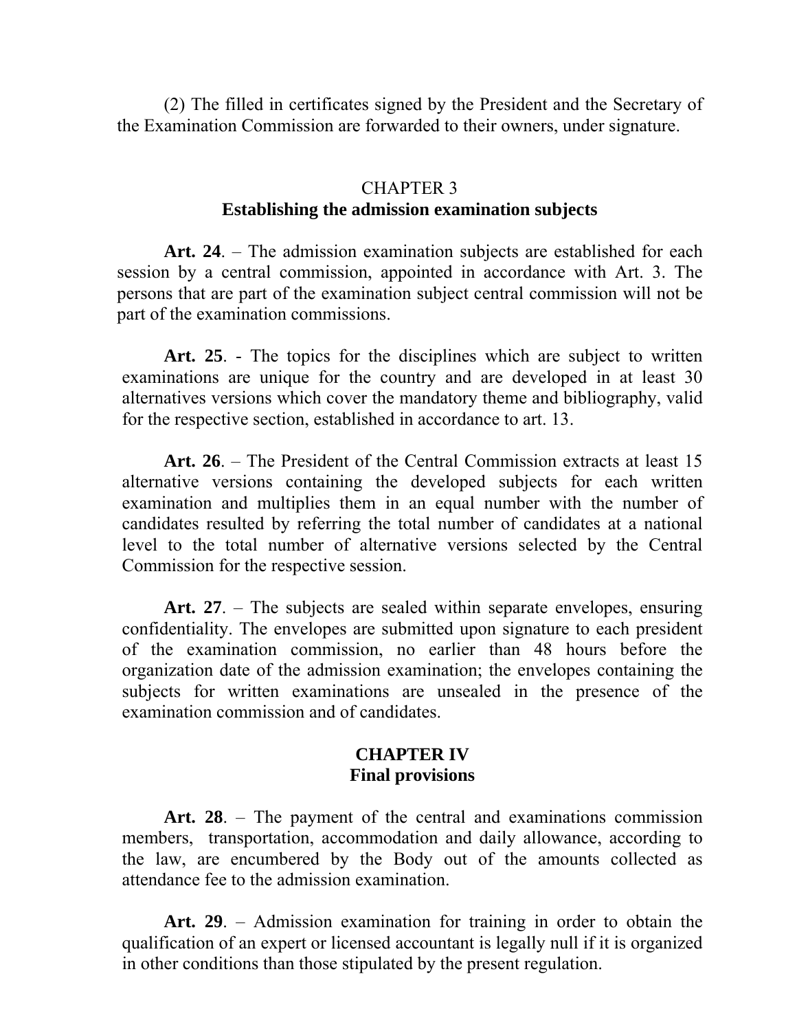(2) The filled in certificates signed by the President and the Secretary of the Examination Commission are forwarded to their owners, under signature.

## CHAPTER 3
## Establishing the admission examination subjects

**Art. 24**. – The admission examination subjects are established for each session by a central commission, appointed in accordance with Art. 3. The persons that are part of the examination subject central commission will not be part of the examination commissions.

**Art. 25**. - The topics for the disciplines which are subject to written examinations are unique for the country and are developed in at least 30 alternatives versions which cover the mandatory theme and bibliography, valid for the respective section, established in accordance to art. 13.

**Art. 26**. – The President of the Central Commission extracts at least 15 alternative versions containing the developed subjects for each written examination and multiplies them in an equal number with the number of candidates resulted by referring the total number of candidates at a national level to the total number of alternative versions selected by the Central Commission for the respective session.

**Art. 27**. – The subjects are sealed within separate envelopes, ensuring confidentiality. The envelopes are submitted upon signature to each president of the examination commission, no earlier than 48 hours before the organization date of the admission examination; the envelopes containing the subjects for written examinations are unsealed in the presence of the examination commission and of candidates.

## CHAPTER IV
## Final provisions

**Art. 28**. – The payment of the central and examinations commission members, transportation, accommodation and daily allowance, according to the law, are encumbered by the Body out of the amounts collected as attendance fee to the admission examination.

**Art. 29**. – Admission examination for training in order to obtain the qualification of an expert or licensed accountant is legally null if it is organized in other conditions than those stipulated by the present regulation.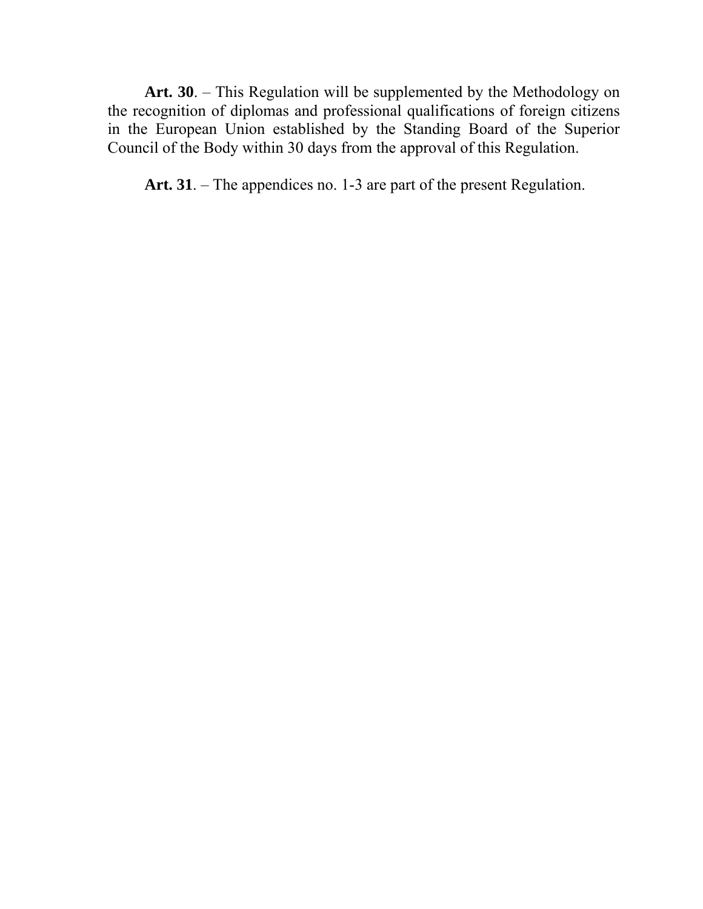**Art. 30**. – This Regulation will be supplemented by the Methodology on the recognition of diplomas and professional qualifications of foreign citizens in the European Union established by the Standing Board of the Superior Council of the Body within 30 days from the approval of this Regulation.

**Art. 31**. – The appendices no. 1-3 are part of the present Regulation.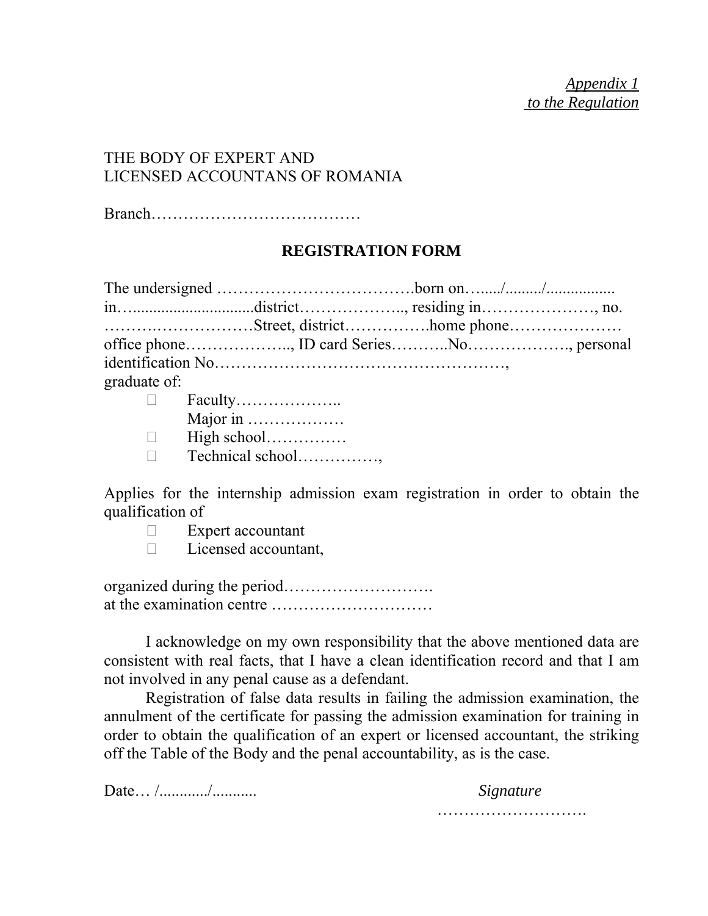*Appendix 1*
*to the Regulation*

THE BODY OF EXPERT AND
LICENSED ACCOUNTANS OF ROMANIA

Branch…………………………………

**REGISTRATION FORM**

The undersigned ……………………………….born on…...../........./................. in…..............................district……………….., residing in…………………, no. ……….………………Street, district…………….home phone………………… office phone……………….., ID card Series………..No………………., personal identification No……………………………………………,
graduate of:

- Faculty………………..
  Major in ………………
- High school……………
- Technical school……………,

Applies for the internship admission exam registration in order to obtain the qualification of

- Expert accountant
- Licensed accountant,

organized during the period……………………….
at the examination centre …………………………

I acknowledge on my own responsibility that the above mentioned data are consistent with real facts, that I have a clean identification record and that I am not involved in any penal cause as a defendant.

Registration of false data results in failing the admission examination, the annulment of the certificate for passing the admission examination for training in order to obtain the qualification of an expert or licensed accountant, the striking off the Table of the Body and the penal accountability, as is the case.

Date… /.........../...........

*Signature*
……………………….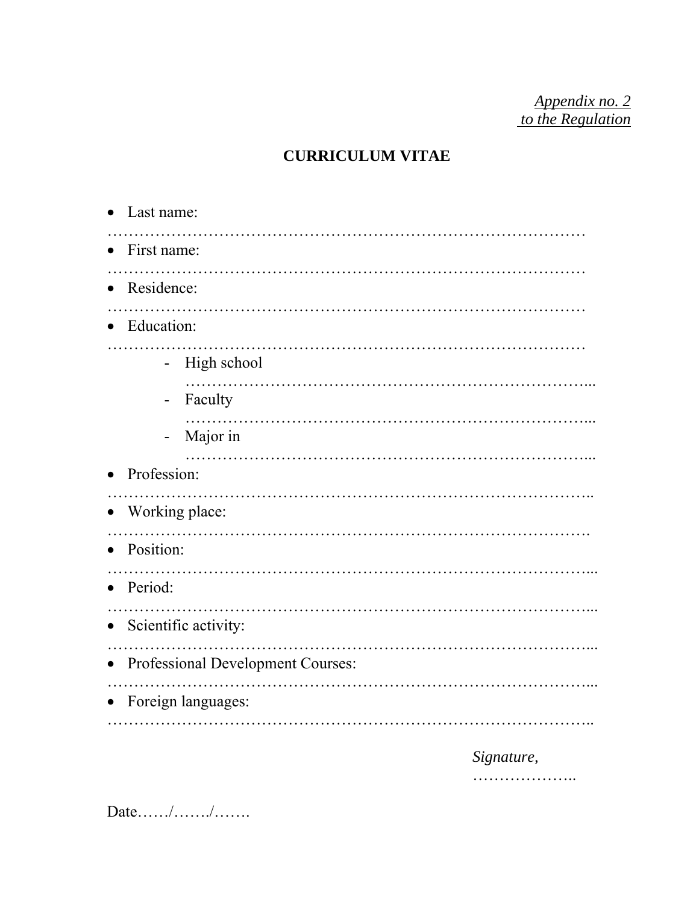*Appendix no. 2*
*to the Regulation*

**CURRICULUM VITAE**

- Last name: ………………………………………………………………………………
- First name: ………………………………………………………………………………
- Residence: ………………………………………………………………………………
- Education: ………………………………………………………………………………
  - High school ………………………………………………………………...
  - Faculty ………………………………………………………………...
  - Major in ………………………………………………………………...
- Profession: ……………………………………………………………………………..
- Working place: …………………………………………………………………………….
- Position: ……………………………………………………………………………...
- Period: ……………………………………………………………………………...
- Scientific activity: ……………………………………………………………………………...
- Professional Development Courses: ……………………………………………………………………………...
- Foreign languages: ……………………………………………………………………………..

*Signature,*
………………..

Date……/……./…….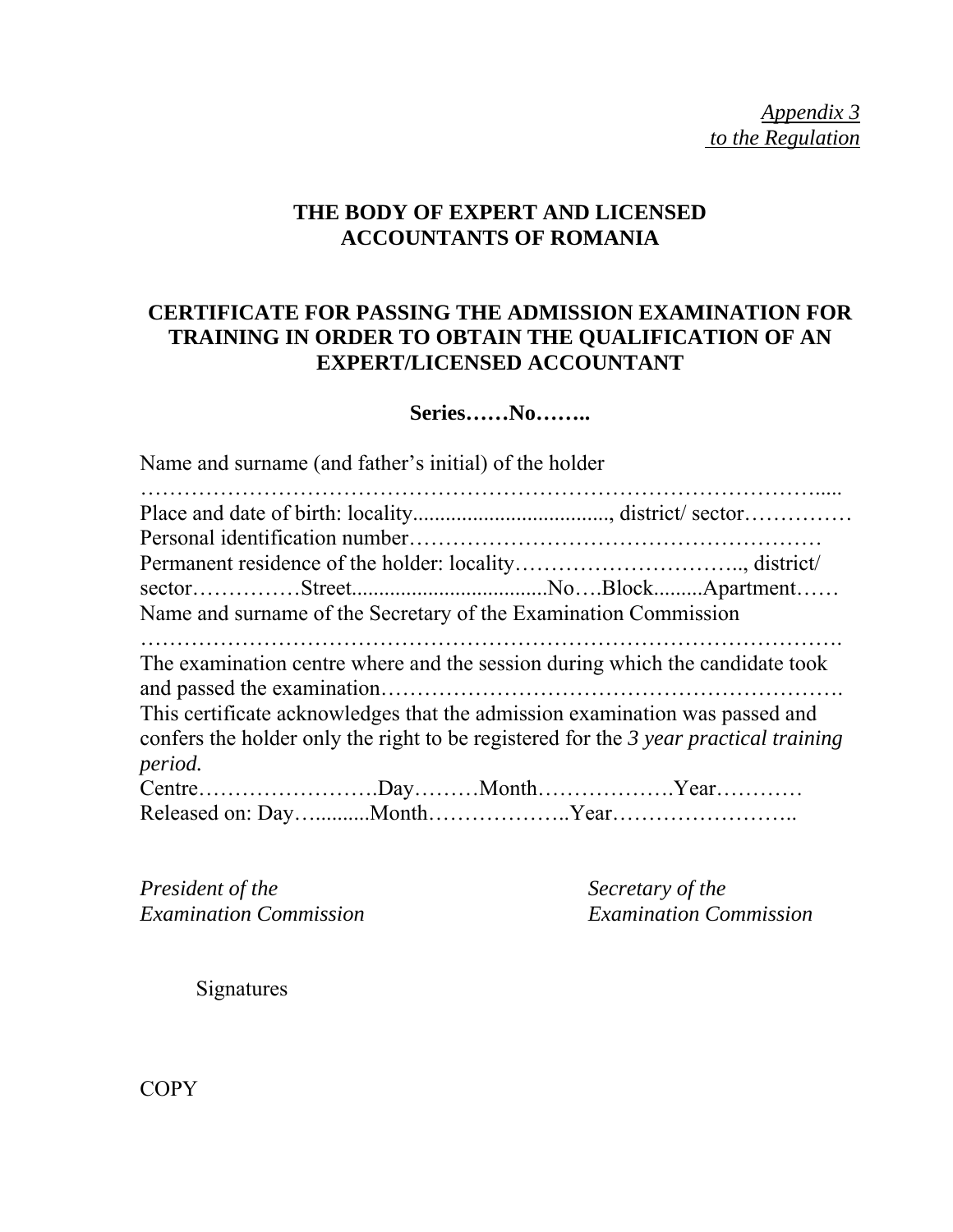*Appendix 3*
*to the Regulation*

**THE BODY OF EXPERT AND LICENSED ACCOUNTANTS OF ROMANIA**

**CERTIFICATE FOR PASSING THE ADMISSION EXAMINATION FOR TRAINING IN ORDER TO OBTAIN THE QUALIFICATION OF AN EXPERT/LICENSED ACCOUNTANT**

**Series……No……..**

Name and surname (and father's initial) of the holder
…………………………………………………………………………………......
Place and date of birth: locality...................................., district/ sector……………
Personal identification number…………………………………………………
Permanent residence of the holder: locality………………………….., district/ sector……………Street....................................No….Block.........Apartment……
Name and surname of the Secretary of the Examination Commission
………………………………………………………………………………….
The examination centre where and the session during which the candidate took and passed the examination…………………………………………………….
This certificate acknowledges that the admission examination was passed and confers the holder only the right to be registered for the *3 year practical training period.*
Centre…………………….Day………Month……………….Year…………
Released on: Day…..........Month………………..Year……………………..

*President of the Examination Commission*

*Secretary of the Examination Commission*

Signatures

COPY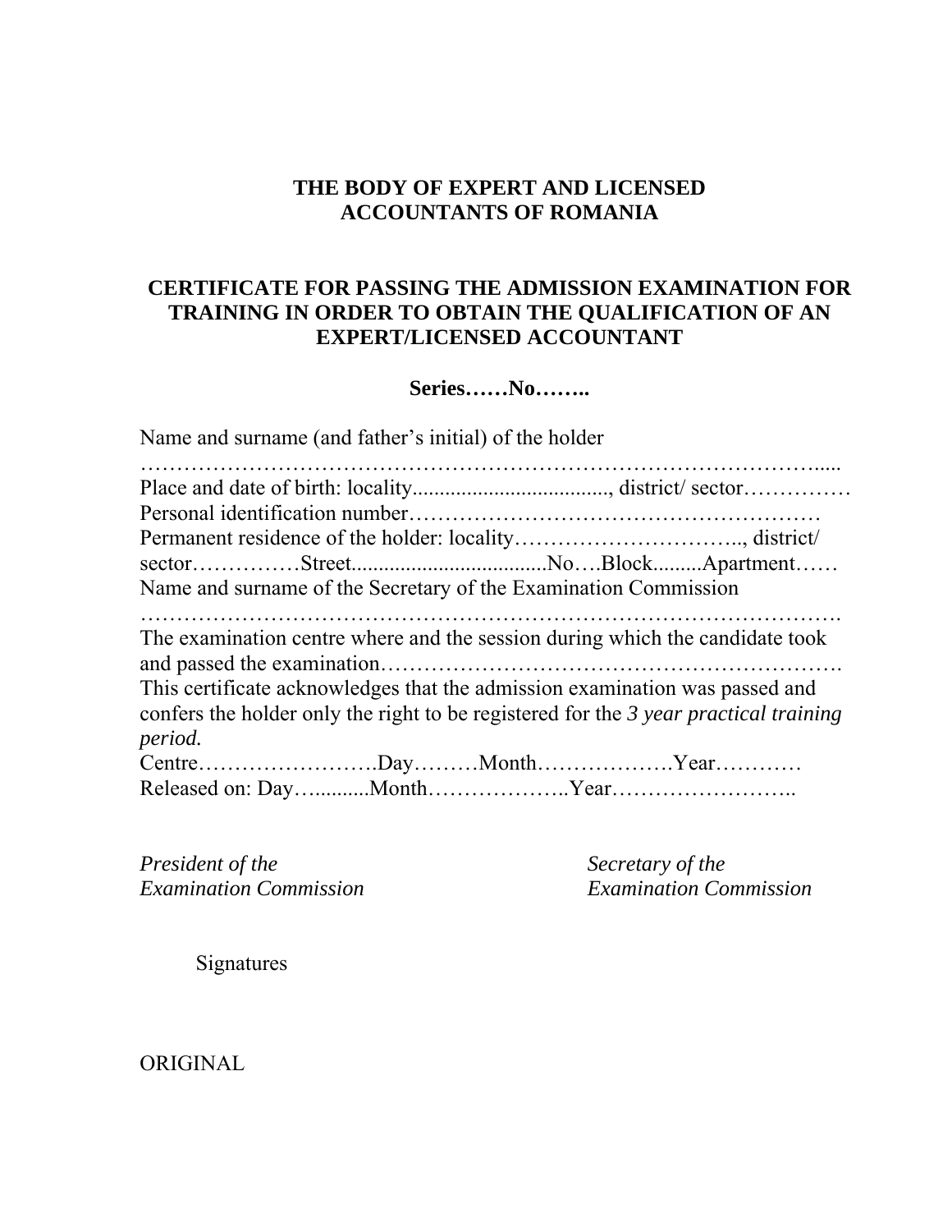**THE BODY OF EXPERT AND LICENSED ACCOUNTANTS OF ROMANIA**

**CERTIFICATE FOR PASSING THE ADMISSION EXAMINATION FOR TRAINING IN ORDER TO OBTAIN THE QUALIFICATION OF AN EXPERT/LICENSED ACCOUNTANT**

**Series……No……..**

Name and surname (and father's initial) of the holder
………………………………………………………………………………….....
Place and date of birth: locality...................................., district/ sector……………
Personal identification number………………………………………………
Permanent residence of the holder: locality………………………….., district/ sector……………Street....................................No….Block.........Apartment……
Name and surname of the Secretary of the Examination Commission
………………………………………………………………………………….
The examination centre where and the session during which the candidate took and passed the examination…………………………………………………….
This certificate acknowledges that the admission examination was passed and confers the holder only the right to be registered for the *3 year practical training period.*
Centre…………………….Day………Month……………….Year…………
Released on: Day…..........Month………………..Year……………………..

*President of the Examination Commission*

*Secretary of the Examination Commission*

Signatures

ORIGINAL